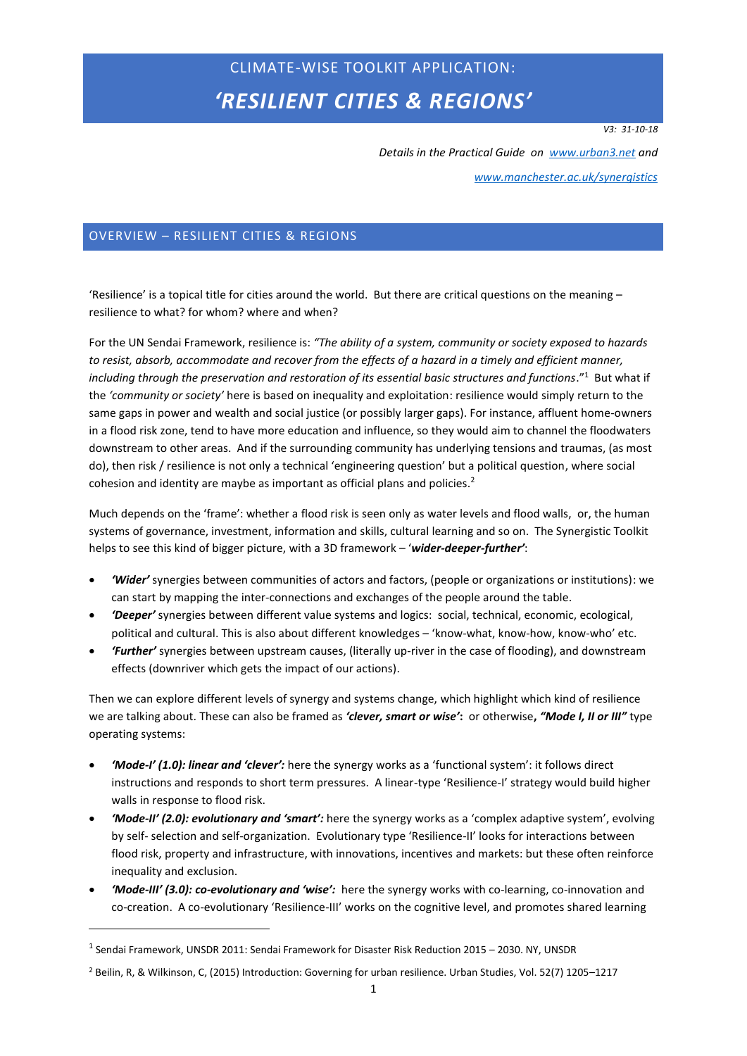# CLIMATE-WISE TOOLKIT APPLICATION:

# *'RESILIENT CITIES & REGIONS'*

*V3: 31-10-18*

*Details in the Practical Guide on [www.urban3.net](www.urban3.net) and [www.manchester.ac.uk/synergistics](www.manchester.ac.uk/synergistics)*

## OVERVIEW – RESILIENT CITIES & REGIONS

'Resilience' is a topical title for cities around the world. But there are critical questions on the meaning – resilience to what? for whom? where and when?

For the UN Sendai Framework, resilience is: *"The ability of a system, community or society exposed to hazards to resist, absorb, accommodate and recover from the effects of a hazard in a timely and efficient manner, including through the preservation and restoration of its essential basic structures and functions*."[1] But what if the *'community or society'* here is based on inequality and exploitation: resilience would simply return to the same gaps in power and wealth and social justice (or possibly larger gaps). For instance, affluent home-owners in a flood risk zone, tend to have more education and influence, so they would aim to channel the floodwaters downstream to other areas. And if the surrounding community has underlying tensions and traumas, (as most do), then risk / resilience is not only a technical 'engineering question' but a political question, where social cohesion and identity are maybe as important as official plans and policies.[2]

Much depends on the 'frame': whether a flood risk is seen only as water levels and flood walls, or, the human systems of governance, investment, information and skills, cultural learning and so on. The Synergistic Toolkit helps to see this kind of bigger picture, with a 3D framework – '***wider-deeper-further'***:

- ***'Wider'*** synergies between communities of actors and factors, (people or organizations or institutions): we can start by mapping the inter-connections and exchanges of the people around the table.
- ***'Deeper'*** synergies between different value systems and logics: social, technical, economic, ecological, political and cultural. This is also about different knowledges – 'know-what, know-how, know-who' etc.
- ***'Further'*** synergies between upstream causes, (literally up-river in the case of flooding), and downstream effects (downriver which gets the impact of our actions).

Then we can explore different levels of synergy and systems change, which highlight which kind of resilience we are talking about. These can also be framed as ***'clever, smart or wise'*:** or otherwise**, *"Mode I, II or III"*** type operating systems:

- ***'Mode-I' (1.0): linear and 'clever':*** here the synergy works as a 'functional system': it follows direct instructions and responds to short term pressures. A linear-type 'Resilience-I' strategy would build higher walls in response to flood risk.
- ***'Mode-II' (2.0): evolutionary and 'smart':*** here the synergy works as a 'complex adaptive system', evolving by self- selection and self-organization. Evolutionary type 'Resilience-II' looks for interactions between flood risk, property and infrastructure, with innovations, incentives and markets: but these often reinforce inequality and exclusion.
- ***'Mode-III' (3.0): co-evolutionary and 'wise':*** here the synergy works with co-learning, co-innovation and co-creation. A co-evolutionary 'Resilience-III' works on the cognitive level, and promotes shared learning

---

[1] Sendai Framework, UNSDR 2011: Sendai Framework for Disaster Risk Reduction 2015 – 2030. NY, UNSDR

[2] Beilin, R, & Wilkinson, C, (2015) Introduction: Governing for urban resilience. Urban Studies, Vol. 52(7) 1205–1217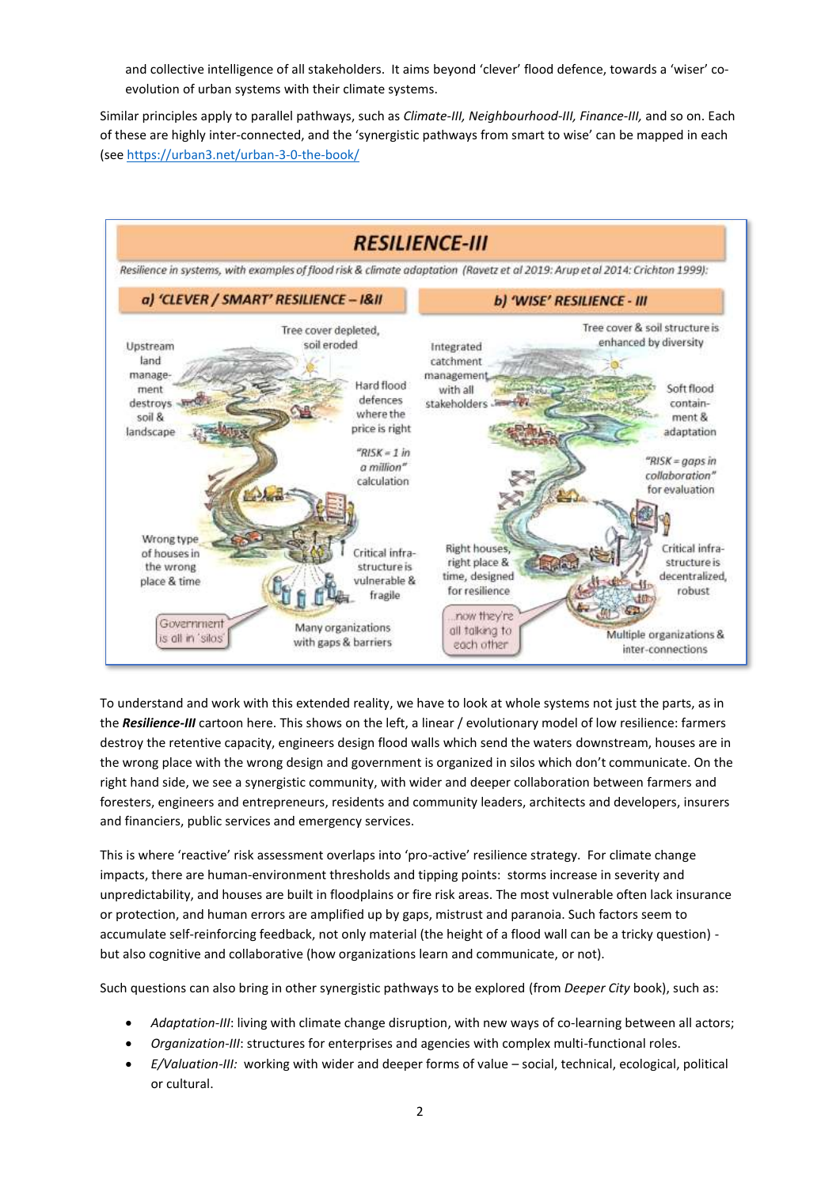and collective intelligence of all stakeholders. It aims beyond 'clever' flood defence, towards a 'wiser' co-evolution of urban systems with their climate systems.

Similar principles apply to parallel pathways, such as *Climate-III, Neighbourhood-III, Finance-III,* and so on. Each of these are highly inter-connected, and the 'synergistic pathways from smart to wise' can be mapped in each (see https://urban3.net/urban-3-0-the-book/

**RESILIENCE-III**

*Resilience in systems, with examples of flood risk & climate adaptation (Ravetz et al 2019: Arup et al 2014: Crichton 1999):*

**a) 'CLEVER / SMART' RESILIENCE – I&II**

Upstream land management destroys soil & landscape

Tree cover depleted, soil eroded

Hard flood defences where the price is right

"RISK = 1 in a million" calculation

Wrong type of houses in the wrong place & time

Critical infra-structure is vulnerable & fragile

Government is all in 'silos'

Many organizations with gaps & barriers

**b) 'WISE' RESILIENCE - III**

Integrated catchment management with all stakeholders

Tree cover & soil structure is enhanced by diversity

Soft flood contain-ment & adaptation

"RISK = gaps in collaboration" for evaluation

Right houses, right place & time, designed for resilience

Critical infra-structure is decentralized, robust

...now they're all talking to each other

Multiple organizations & inter-connections

To understand and work with this extended reality, we have to look at whole systems not just the parts, as in the ***Resilience-III*** cartoon here. This shows on the left, a linear / evolutionary model of low resilience: farmers destroy the retentive capacity, engineers design flood walls which send the waters downstream, houses are in the wrong place with the wrong design and government is organized in silos which don't communicate. On the right hand side, we see a synergistic community, with wider and deeper collaboration between farmers and foresters, engineers and entrepreneurs, residents and community leaders, architects and developers, insurers and financiers, public services and emergency services.

This is where 'reactive' risk assessment overlaps into 'pro-active' resilience strategy. For climate change impacts, there are human-environment thresholds and tipping points: storms increase in severity and unpredictability, and houses are built in floodplains or fire risk areas. The most vulnerable often lack insurance or protection, and human errors are amplified up by gaps, mistrust and paranoia. Such factors seem to accumulate self-reinforcing feedback, not only material (the height of a flood wall can be a tricky question) - but also cognitive and collaborative (how organizations learn and communicate, or not).

Such questions can also bring in other synergistic pathways to be explored (from *Deeper City* book), such as:

- *Adaptation-III*: living with climate change disruption, with new ways of co-learning between all actors;
- *Organization-III*: structures for enterprises and agencies with complex multi-functional roles.
- *E/Valuation-III:* working with wider and deeper forms of value – social, technical, ecological, political or cultural.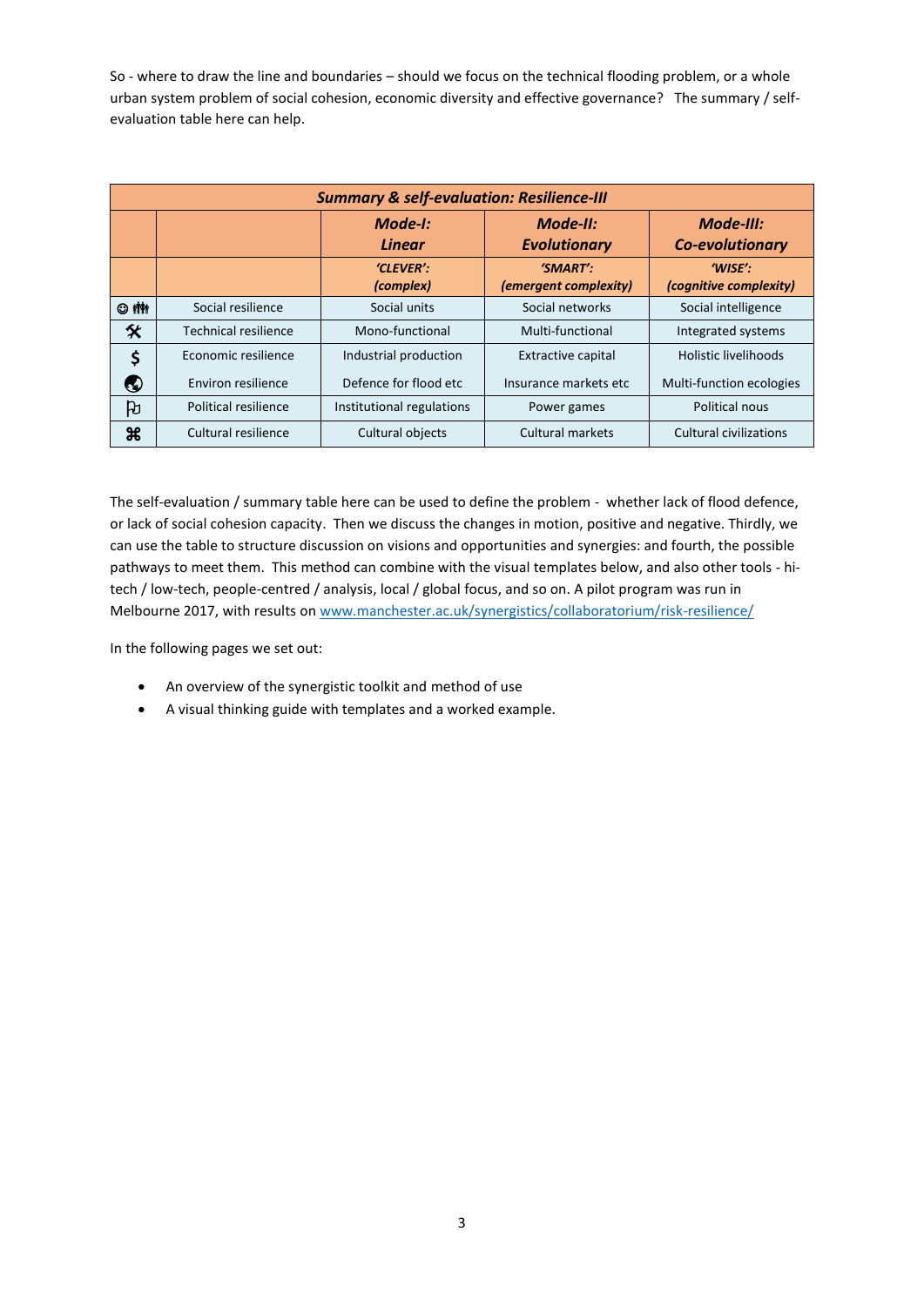So - where to draw the line and boundaries – should we focus on the technical flooding problem, or a whole urban system problem of social cohesion, economic diversity and effective governance? The summary / self-evaluation table here can help.

| ***Summary & self-evaluation: Resilience-III*** | | | | |
|---|---|---|---|---|
| | | ***Mode-I: Linear*** | ***Mode-II: Evolutionary*** | ***Mode-III: Co-evolutionary*** |
| | | ***'CLEVER': (complex)*** | ***'SMART': (emergent complexity)*** | ***'WISE': (cognitive complexity)*** |
| ☺ 👪 | Social resilience | Social units | Social networks | Social intelligence |
| 🛠 | Technical resilience | Mono-functional | Multi-functional | Integrated systems |
| $ | Economic resilience | Industrial production | Extractive capital | Holistic livelihoods |
| 🌍 | Environ resilience | Defence for flood etc | Insurance markets etc | Multi-function ecologies |
| 🏳 | Political resilience | Institutional regulations | Power games | Political nous |
| ⌘ | Cultural resilience | Cultural objects | Cultural markets | Cultural civilizations |

The self-evaluation / summary table here can be used to define the problem - whether lack of flood defence, or lack of social cohesion capacity. Then we discuss the changes in motion, positive and negative. Thirdly, we can use the table to structure discussion on visions and opportunities and synergies: and fourth, the possible pathways to meet them. This method can combine with the visual templates below, and also other tools - hi-tech / low-tech, people-centred / analysis, local / global focus, and so on. A pilot program was run in Melbourne 2017, with results on [www.manchester.ac.uk/synergistics/collaboratorium/risk-resilience/](http://www.manchester.ac.uk/synergistics/collaboratorium/risk-resilience/)

In the following pages we set out:

- An overview of the synergistic toolkit and method of use
- A visual thinking guide with templates and a worked example.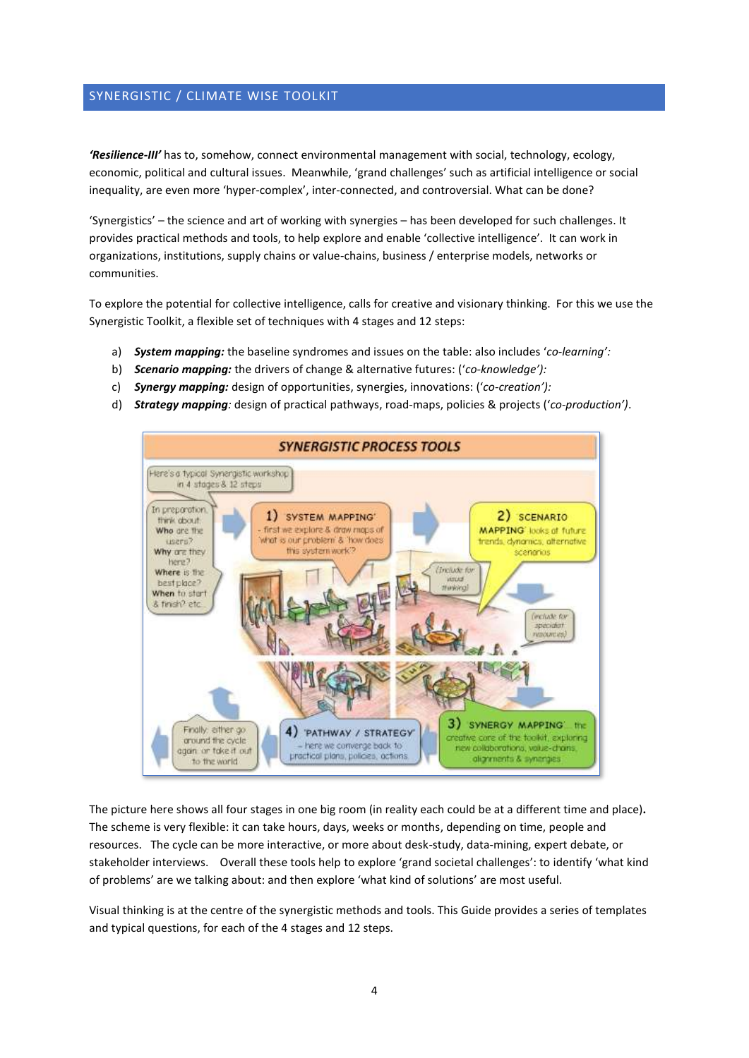## SYNERGISTIC / CLIMATE WISE TOOLKIT

***'Resilience-III'*** has to, somehow, connect environmental management with social, technology, ecology, economic, political and cultural issues. Meanwhile, 'grand challenges' such as artificial intelligence or social inequality, are even more 'hyper-complex', inter-connected, and controversial. What can be done?

'Synergistics' – the science and art of working with synergies – has been developed for such challenges. It provides practical methods and tools, to help explore and enable 'collective intelligence'. It can work in organizations, institutions, supply chains or value-chains, business / enterprise models, networks or communities.

To explore the potential for collective intelligence, calls for creative and visionary thinking. For this we use the Synergistic Toolkit, a flexible set of techniques with 4 stages and 12 steps:

a) ***System mapping:*** the baseline syndromes and issues on the table: also includes '*co-learning'*:
b) ***Scenario mapping:*** the drivers of change & alternative futures: ('*co-knowledge'):*
c) ***Synergy mapping:*** design of opportunities, synergies, innovations: ('*co-creation'):*
d) ***Strategy mapping:*** design of practical pathways, road-maps, policies & projects ('*co-production')*.

The picture here shows all four stages in one big room (in reality each could be at a different time and place). The scheme is very flexible: it can take hours, days, weeks or months, depending on time, people and resources. The cycle can be more interactive, or more about desk-study, data-mining, expert debate, or stakeholder interviews. Overall these tools help to explore 'grand societal challenges': to identify 'what kind of problems' are we talking about: and then explore 'what kind of solutions' are most useful.

Visual thinking is at the centre of the synergistic methods and tools. This Guide provides a series of templates and typical questions, for each of the 4 stages and 12 steps.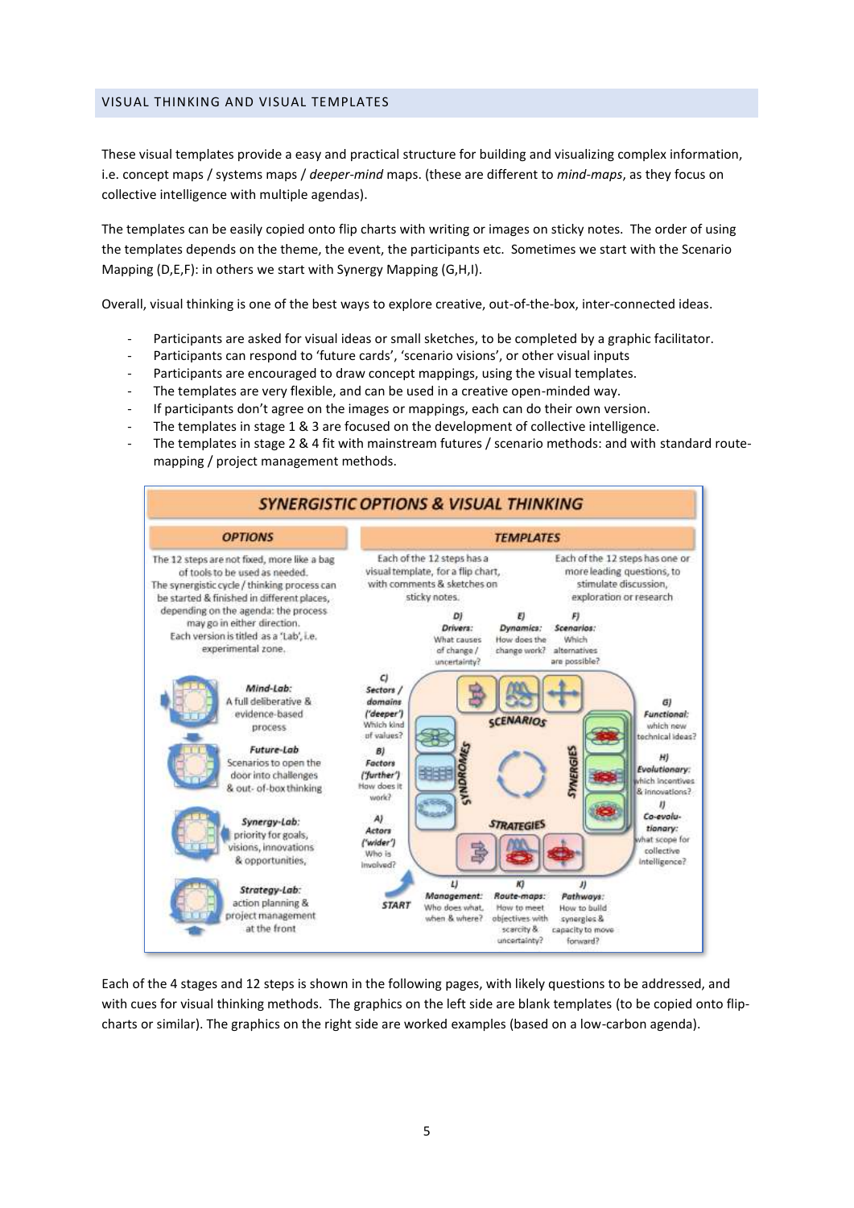## VISUAL THINKING AND VISUAL TEMPLATES

These visual templates provide a easy and practical structure for building and visualizing complex information, i.e. concept maps / systems maps / *deeper-mind* maps. (these are different to *mind-maps*, as they focus on collective intelligence with multiple agendas).

The templates can be easily copied onto flip charts with writing or images on sticky notes. The order of using the templates depends on the theme, the event, the participants etc. Sometimes we start with the Scenario Mapping (D,E,F): in others we start with Synergy Mapping (G,H,I).

Overall, visual thinking is one of the best ways to explore creative, out-of-the-box, inter-connected ideas.

- Participants are asked for visual ideas or small sketches, to be completed by a graphic facilitator.
- Participants can respond to 'future cards', 'scenario visions', or other visual inputs
- Participants are encouraged to draw concept mappings, using the visual templates.
- The templates are very flexible, and can be used in a creative open-minded way.
- If participants don't agree on the images or mappings, each can do their own version.
- The templates in stage 1 & 3 are focused on the development of collective intelligence.
- The templates in stage 2 & 4 fit with mainstream futures / scenario methods: and with standard route-mapping / project management methods.

**SYNERGISTIC OPTIONS & VISUAL THINKING**

**OPTIONS**

The 12 steps are not fixed, more like a bag of tools to be used as needed. The synergistic cycle / thinking process can be started & finished in different places, depending on the agenda: the process may go in either direction. Each version is titled as a 'Lab', i.e. experimental zone.

*Mind-Lab:* A full deliberative & evidence-based process

*Future-Lab:* Scenarios to open the door into challenges & out- of-box thinking

*Synergy-Lab:* priority for goals, visions, innovations & opportunities,

*Strategy-Lab:* action planning & project management at the front

**TEMPLATES**

Each of the 12 steps has a visual template, for a flip chart, with comments & sketches on sticky notes.

Each of the 12 steps has one or more leading questions, to stimulate discussion, exploration or research

D) *Drivers:* What causes of change / uncertainty?

E) *Dynamics:* How does the change work?

F) *Scenarios:* Which alternatives are possible?

C) *Sectors / domains ('deeper')* Which kind of values?

B) *Factors ('further')* How does it work?

A) *Actors ('wider')* Who is involved?

G) *Functional:* which new technical ideas?

H) *Evolutionary:* which incentives & innovations?

I) *Co-evolutionary:* what scope for collective intelligence?

SCENARIOS — SYNERGIES — STRATEGIES — SYNDROMES

START

L) *Management:* Who does what, when & where?

K) *Route-maps:* How to meet objectives with scarcity & uncertainty?

J) *Pathways:* How to build synergies & capacity to move forward?

Each of the 4 stages and 12 steps is shown in the following pages, with likely questions to be addressed, and with cues for visual thinking methods. The graphics on the left side are blank templates (to be copied onto flip-charts or similar). The graphics on the right side are worked examples (based on a low-carbon agenda).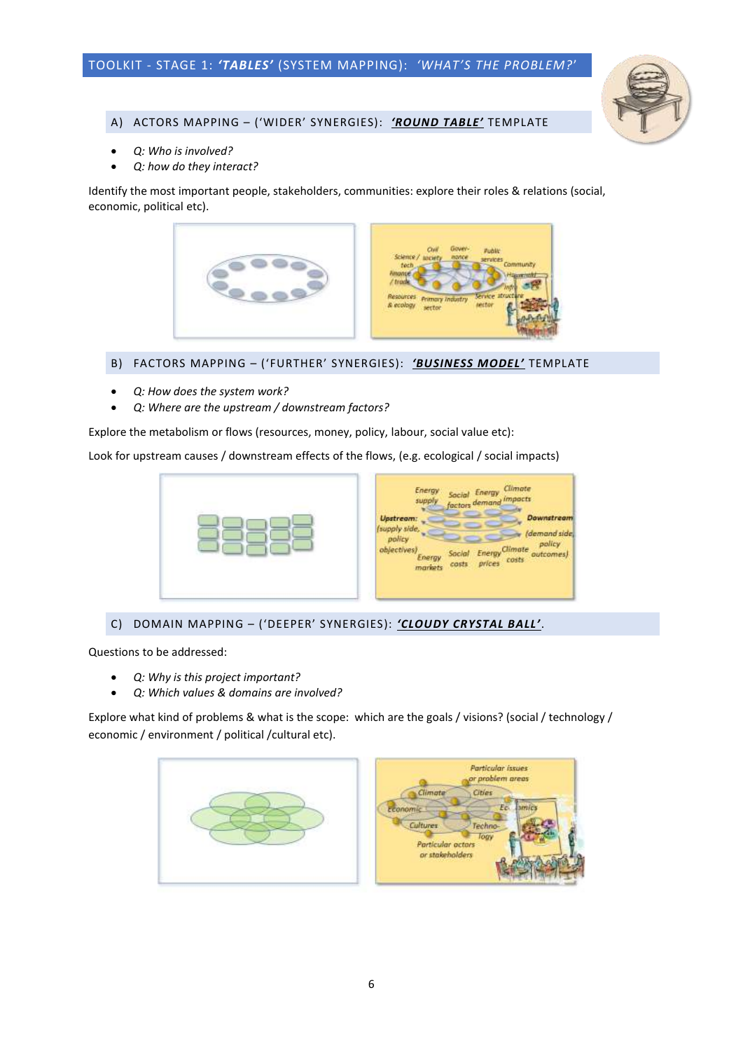# TOOLKIT - STAGE 1: ***'TABLES'*** (SYSTEM MAPPING): *'WHAT'S THE PROBLEM?'*

## A) ACTORS MAPPING – ('WIDER' SYNERGIES): ***'ROUND TABLE'*** TEMPLATE

- *Q: Who is involved?*
- *Q: how do they interact?*

Identify the most important people, stakeholders, communities: explore their roles & relations (social, economic, political etc).

## B) FACTORS MAPPING – ('FURTHER' SYNERGIES): ***'BUSINESS MODEL'*** TEMPLATE

- *Q: How does the system work?*
- *Q: Where are the upstream / downstream factors?*

Explore the metabolism or flows (resources, money, policy, labour, social value etc):

Look for upstream causes / downstream effects of the flows, (e.g. ecological / social impacts)

## C) DOMAIN MAPPING – ('DEEPER' SYNERGIES): ***'CLOUDY CRYSTAL BALL'***.

Questions to be addressed:

- *Q: Why is this project important?*
- *Q: Which values & domains are involved?*

Explore what kind of problems & what is the scope: which are the goals / visions? (social / technology / economic / environment / political /cultural etc).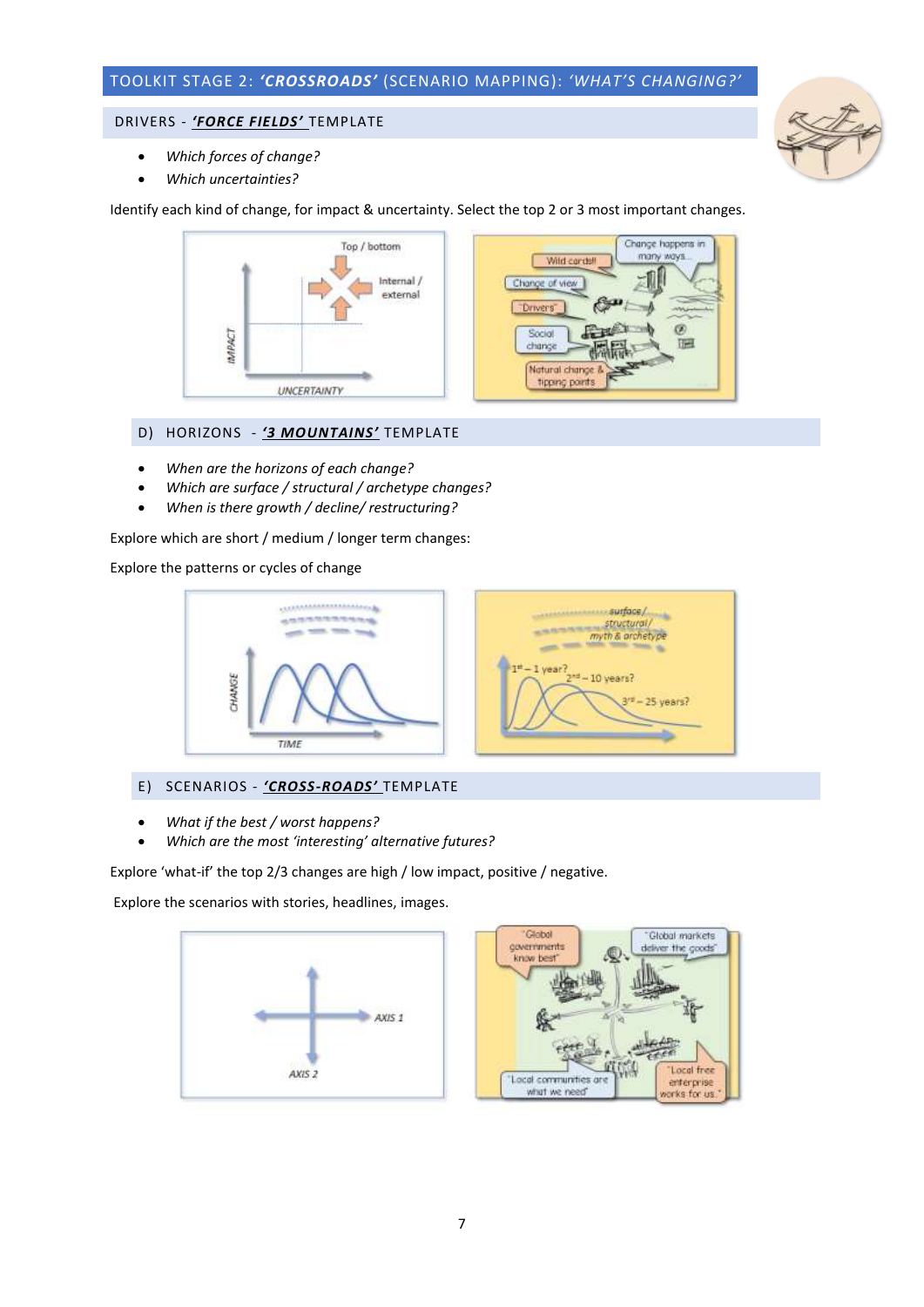## TOOLKIT STAGE 2: ***'CROSSROADS'*** (SCENARIO MAPPING): *'WHAT'S CHANGING?'*

### DRIVERS - ***'FORCE FIELDS'*** TEMPLATE

- *Which forces of change?*
- *Which uncertainties?*

Identify each kind of change, for impact & uncertainty. Select the top 2 or 3 most important changes.

### D) HORIZONS - ***'3 MOUNTAINS'*** TEMPLATE

- *When are the horizons of each change?*
- *Which are surface / structural / archetype changes?*
- *When is there growth / decline/ restructuring?*

Explore which are short / medium / longer term changes:

Explore the patterns or cycles of change

### E) SCENARIOS - ***'CROSS-ROADS'*** TEMPLATE

- *What if the best / worst happens?*
- *Which are the most 'interesting' alternative futures?*

Explore 'what-if' the top 2/3 changes are high / low impact, positive / negative.

Explore the scenarios with stories, headlines, images.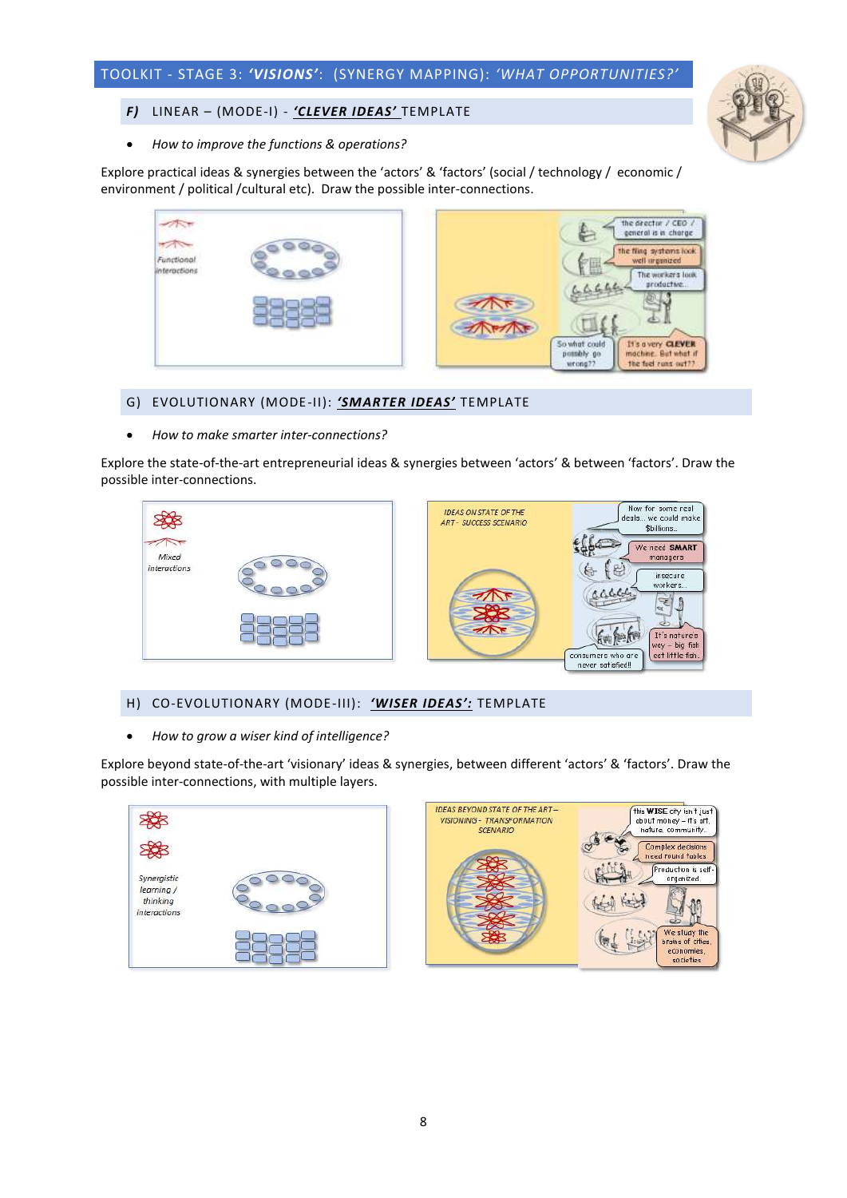## TOOLKIT - STAGE 3: *'VISIONS'*: (SYNERGY MAPPING): *'WHAT OPPORTUNITIES?'*

### *F)* LINEAR – (MODE-I) - ***'CLEVER IDEAS'*** TEMPLATE

- *How to improve the functions & operations?*

Explore practical ideas & synergies between the 'actors' & 'factors' (social / technology / economic / environment / political /cultural etc). Draw the possible inter-connections.

### G) EVOLUTIONARY (MODE-II): ***'SMARTER IDEAS'*** TEMPLATE

- *How to make smarter inter-connections?*

Explore the state-of-the-art entrepreneurial ideas & synergies between 'actors' & between 'factors'. Draw the possible inter-connections.

### H) CO-EVOLUTIONARY (MODE-III): ***'WISER IDEAS':*** TEMPLATE

- *How to grow a wiser kind of intelligence?*

Explore beyond state-of-the-art 'visionary' ideas & synergies, between different 'actors' & 'factors'. Draw the possible inter-connections, with multiple layers.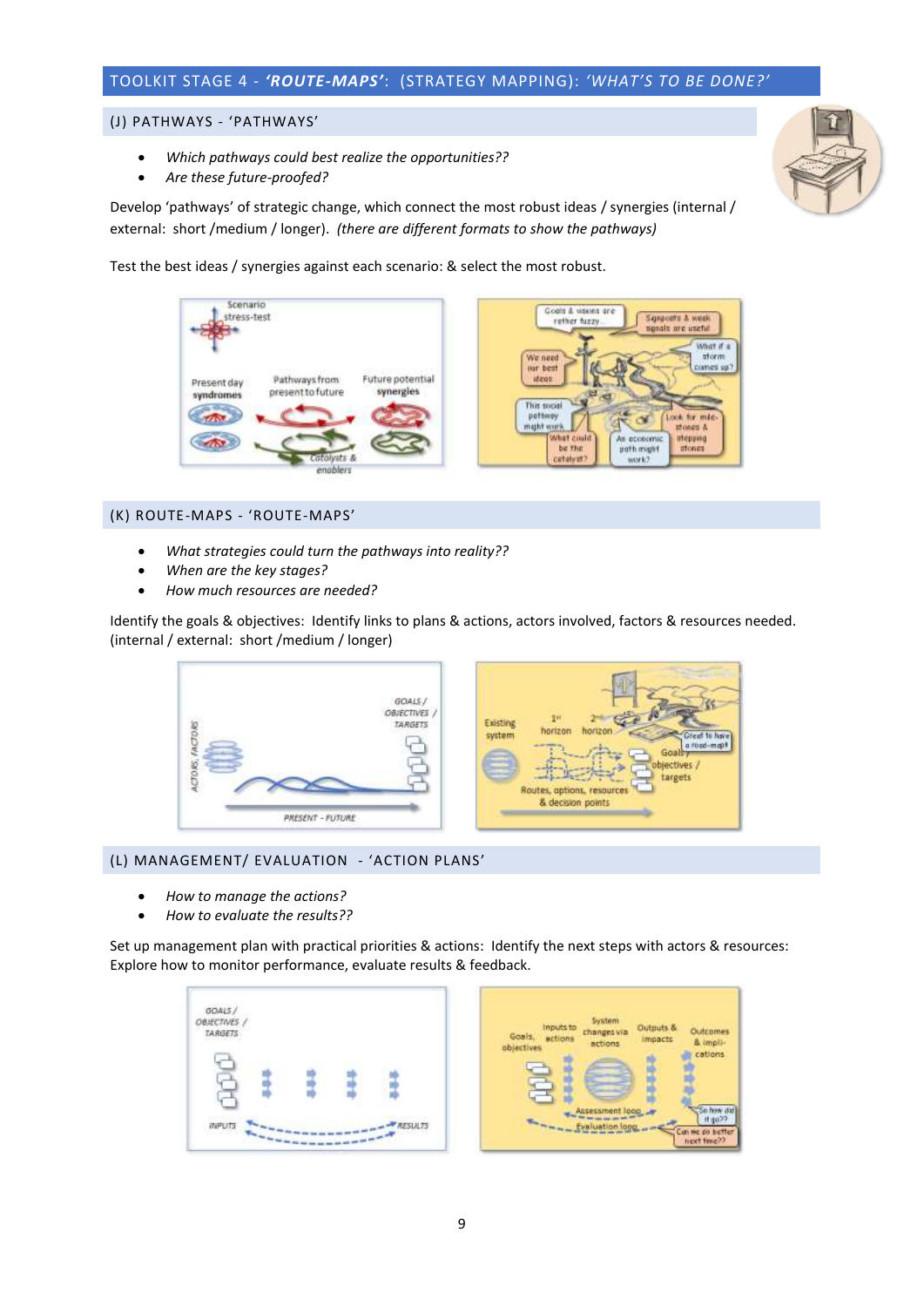## TOOLKIT STAGE 4 - *'ROUTE-MAPS'*: (STRATEGY MAPPING): *'WHAT'S TO BE DONE?'*

### (J) PATHWAYS - 'PATHWAYS'

- *Which pathways could best realize the opportunities??*
- *Are these future-proofed?*

Develop 'pathways' of strategic change, which connect the most robust ideas / synergies (internal / external: short /medium / longer). *(there are different formats to show the pathways)*

Test the best ideas / synergies against each scenario: & select the most robust.

### (K) ROUTE-MAPS - 'ROUTE-MAPS'

- *What strategies could turn the pathways into reality??*
- *When are the key stages?*
- *How much resources are needed?*

Identify the goals & objectives: Identify links to plans & actions, actors involved, factors & resources needed. (internal / external: short /medium / longer)

### (L) MANAGEMENT/ EVALUATION - 'ACTION PLANS'

- *How to manage the actions?*
- *How to evaluate the results??*

Set up management plan with practical priorities & actions: Identify the next steps with actors & resources: Explore how to monitor performance, evaluate results & feedback.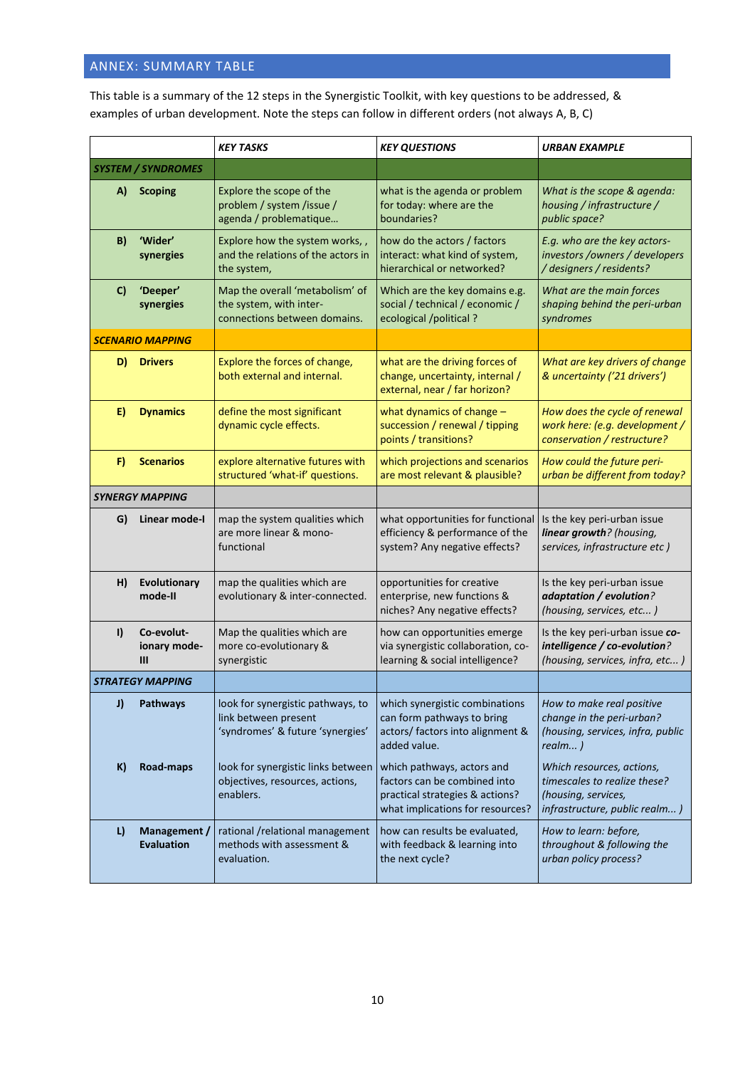## ANNEX: SUMMARY TABLE

This table is a summary of the 12 steps in the Synergistic Toolkit, with key questions to be addressed, & examples of urban development. Note the steps can follow in different orders (not always A, B, C)

| | | ***KEY TASKS*** | ***KEY QUESTIONS*** | ***URBAN EXAMPLE*** |
|---|---|---|---|---|
| ***SYSTEM / SYNDROMES*** | | | | |
| **A)** | **Scoping** | Explore the scope of the problem / system /issue / agenda / problematique… | what is the agenda or problem for today: where are the boundaries? | *What is the scope & agenda: housing / infrastructure / public space?* |
| **B)** | **'Wider' synergies** | Explore how the system works, , and the relations of the actors in the system, | how do the actors / factors interact: what kind of system, hierarchical or networked? | *E.g. who are the key actors- investors /owners / developers / designers / residents?* |
| **C)** | **'Deeper' synergies** | Map the overall 'metabolism' of the system, with inter-connections between domains. | Which are the key domains e.g. social / technical / economic / ecological /political ? | *What are the main forces shaping behind the peri-urban syndromes* |
| ***SCENARIO MAPPING*** | | | | |
| **D)** | **Drivers** | Explore the forces of change, both external and internal. | what are the driving forces of change, uncertainty, internal / external, near / far horizon? | *What are key drivers of change & uncertainty ('21 drivers')* |
| **E)** | **Dynamics** | define the most significant dynamic cycle effects. | what dynamics of change – succession / renewal / tipping points / transitions? | *How does the cycle of renewal work here: (e.g. development / conservation / restructure?* |
| **F)** | **Scenarios** | explore alternative futures with structured 'what-if' questions. | which projections and scenarios are most relevant & plausible? | *How could the future peri-urban be different from today?* |
| ***SYNERGY MAPPING*** | | | | |
| **G)** | **Linear mode-I** | map the system qualities which are more linear & mono-functional | what opportunities for functional efficiency & performance of the system? Any negative effects? | Is the key peri-urban issue ***linear growth****? (housing, services, infrastructure etc )* |
| **H)** | **Evolutionary mode-II** | map the qualities which are evolutionary & inter-connected. | opportunities for creative enterprise, new functions & niches? Any negative effects? | Is the key peri-urban issue ***adaptation / evolution****? (housing, services, etc... )* |
| **I)** | **Co-evolut-ionary mode-III** | Map the qualities which are more co-evolutionary & synergistic | how can opportunities emerge via synergistic collaboration, co-learning & social intelligence? | Is the key peri-urban issue ***co-intelligence / co-evolution****? (housing, services, infra, etc... )* |
| ***STRATEGY MAPPING*** | | | | |
| **J)** | **Pathways** | look for synergistic pathways, to link between present 'syndromes' & future 'synergies' | which synergistic combinations can form pathways to bring actors/ factors into alignment & added value. | *How to make real positive change in the peri-urban? (housing, services, infra, public realm... )* |
| **K)** | **Road-maps** | look for synergistic links between objectives, resources, actions, enablers. | which pathways, actors and factors can be combined into practical strategies & actions? what implications for resources? | *Which resources, actions, timescales to realize these? (housing, services, infrastructure, public realm... )* |
| **L)** | **Management / Evaluation** | rational /relational management methods with assessment & evaluation. | how can results be evaluated, with feedback & learning into the next cycle? | *How to learn: before, throughout & following the urban policy process?* |